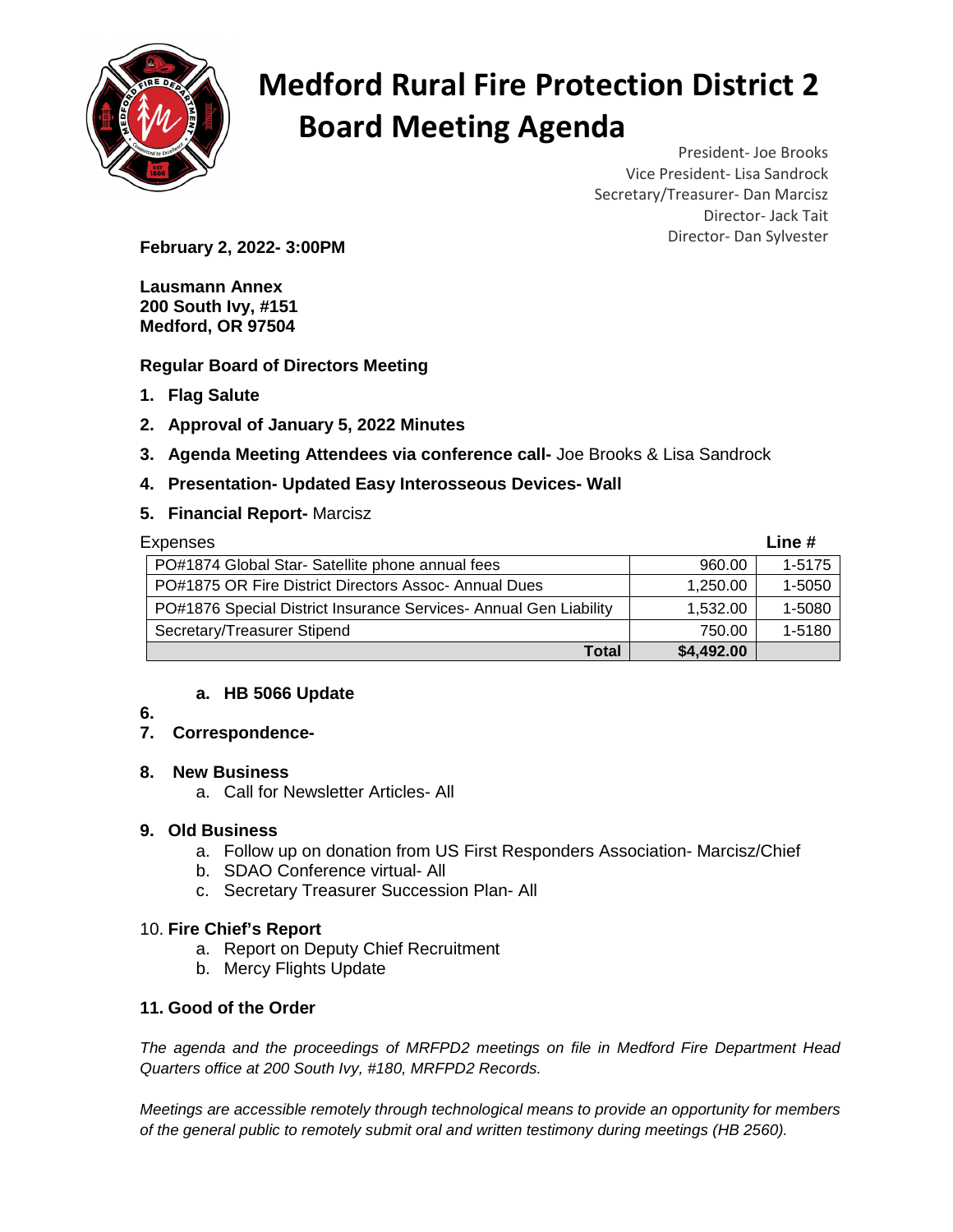# Medford Rural Fire Protection District 2
# Board Meeting Agenda

President- Joe Brooks
Vice President- Lisa Sandrock
Secretary/Treasurer- Dan Marcisz
Director- Jack Tait
Director- Dan Sylvester

**February 2, 2022- 3:00PM**

**Lausmann Annex**
**200 South Ivy, #151**
**Medford, OR 97504**

**Regular Board of Directors Meeting**

1. **Flag Salute**
2. **Approval of January 5, 2022 Minutes**
3. **Agenda Meeting Attendees via conference call-** Joe Brooks & Lisa Sandrock
4. **Presentation- Updated Easy Interosseous Devices- Wall**
5. **Financial Report-** Marcisz

| Expenses | | **Line #** |
|---|---|---|
| PO#1874 Global Star- Satellite phone annual fees | 960.00 | 1-5175 |
| PO#1875 OR Fire District Directors Assoc- Annual Dues | 1,250.00 | 1-5050 |
| PO#1876 Special District Insurance Services- Annual Gen Liability | 1,532.00 | 1-5080 |
| Secretary/Treasurer Stipend | 750.00 | 1-5180 |
| **Total** | **$4,492.00** | |

   a. **HB 5066 Update**

6. 
7. **Correspondence-**

8. **New Business**
   a. Call for Newsletter Articles- All

9. **Old Business**
   a. Follow up on donation from US First Responders Association- Marcisz/Chief
   b. SDAO Conference virtual- All
   c. Secretary Treasurer Succession Plan- All

10. **Fire Chief's Report**
    a. Report on Deputy Chief Recruitment
    b. Mercy Flights Update

11. **Good of the Order**

*The agenda and the proceedings of MRFPD2 meetings on file in Medford Fire Department Head Quarters office at 200 South Ivy, #180, MRFPD2 Records.*

*Meetings are accessible remotely through technological means to provide an opportunity for members of the general public to remotely submit oral and written testimony during meetings (HB 2560).*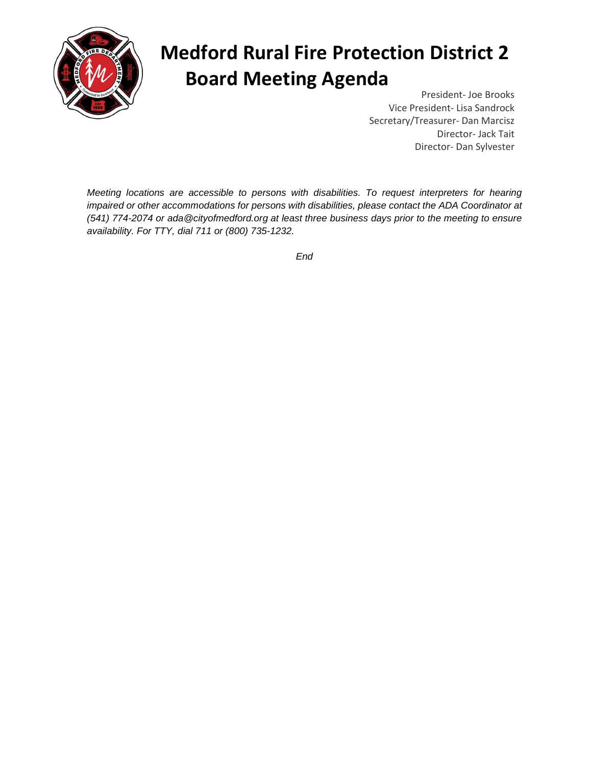# Medford Rural Fire Protection District 2
# Board Meeting Agenda

President- Joe Brooks
Vice President- Lisa Sandrock
Secretary/Treasurer- Dan Marcisz
Director- Jack Tait
Director- Dan Sylvester

*Meeting locations are accessible to persons with disabilities. To request interpreters for hearing impaired or other accommodations for persons with disabilities, please contact the ADA Coordinator at (541) 774-2074 or ada@cityofmedford.org at least three business days prior to the meeting to ensure availability. For TTY, dial 711 or (800) 735-1232.*

*End*